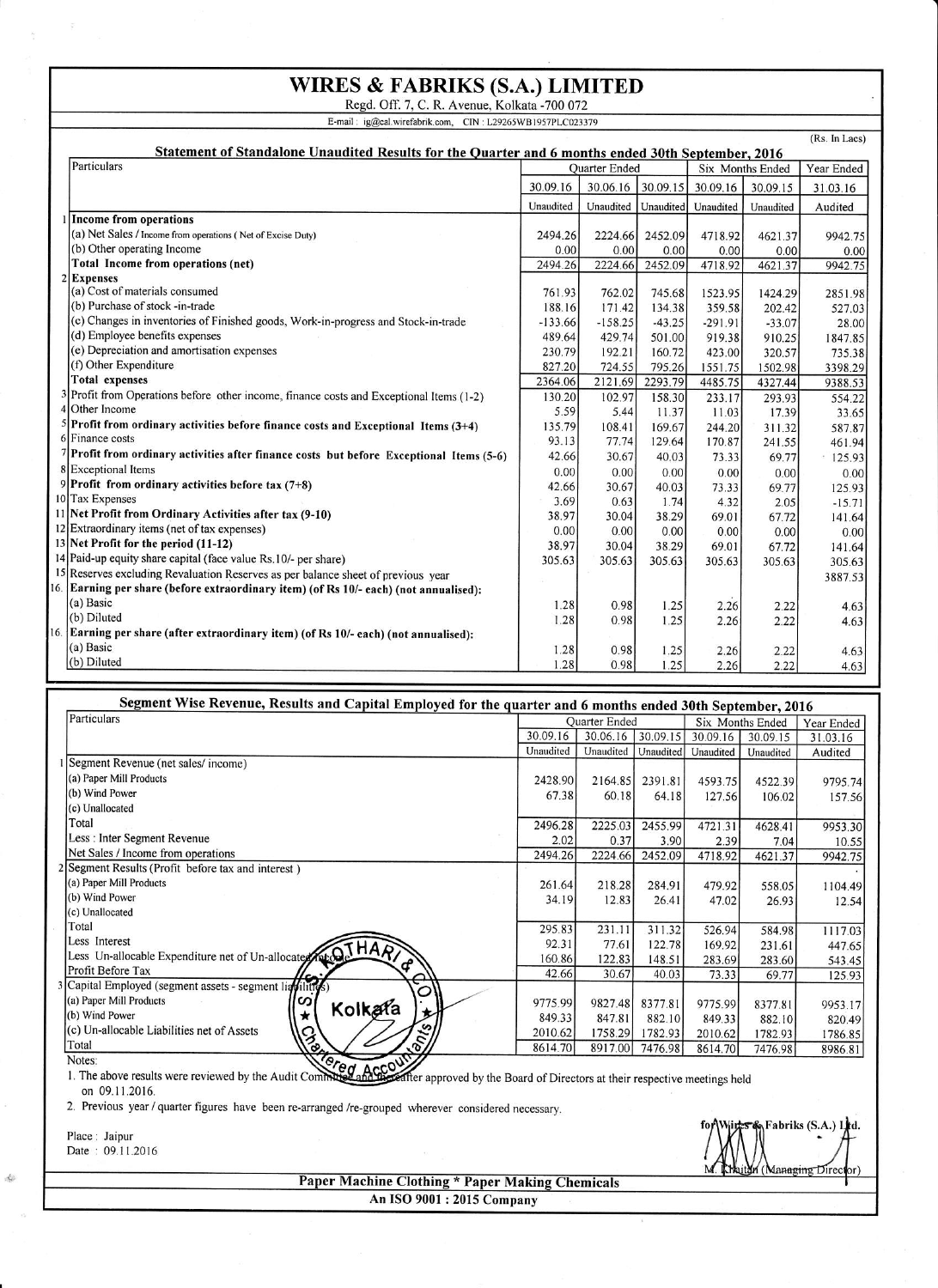# WIRES & FABRIKS (S.A.) LIMITED

Regd. Off. 7, C. R. Avenue, Kolkata -700 072

E-mail : ig@cal.wirefabrik.com, CIN : L29265WB1957PLC023379

(Rs. In Lacs)

## Statement of Standalone Unaudited Results for the Quarter and 6 months ended 30th September, 2016

| | Particulars | Quarter Ended | | | Six Months Ended | | Year Ended |
|---|---|---|---|---|---|---|---|
| | | 30.09.16 | 30.06.16 | 30.09.15 | 30.09.16 | 30.09.15 | 31.03.16 |
| | | Unaudited | Unaudited | Unaudited | Unaudited | Unaudited | Audited |
| 1 | **Income from operations** | | | | | | |
| | (a) Net Sales / Income from operations ( Net of Excise Duty) | 2494.26 | 2224.66 | 2452.09 | 4718.92 | 4621.37 | 9942.75 |
| | (b) Other operating Income | 0.00 | 0.00 | 0.00 | 0.00 | 0.00 | 0.00 |
| | **Total Income from operations (net)** | 2494.26 | 2224.66 | 2452.09 | 4718.92 | 4621.37 | 9942.75 |
| 2 | **Expenses** | | | | | | |
| | (a) Cost of materials consumed | 761.93 | 762.02 | 745.68 | 1523.95 | 1424.29 | 2851.98 |
| | (b) Purchase of stock -in-trade | 188.16 | 171.42 | 134.38 | 359.58 | 202.42 | 527.03 |
| | (c) Changes in inventories of Finished goods, Work-in-progress and Stock-in-trade | -133.66 | -158.25 | -43.25 | -291.91 | -33.07 | 28.00 |
| | (d) Employee benefits expenses | 489.64 | 429.74 | 501.00 | 919.38 | 910.25 | 1847.85 |
| | (e) Depreciation and amortisation expenses | 230.79 | 192.21 | 160.72 | 423.00 | 320.57 | 735.38 |
| | (f) Other Expenditure | 827.20 | 724.55 | 795.26 | 1551.75 | 1502.98 | 3398.29 |
| | **Total expenses** | 2364.06 | 2121.69 | 2293.79 | 4485.75 | 4327.44 | 9388.53 |
| 3 | Profit from Operations before other income, finance costs and Exceptional Items (1-2) | 130.20 | 102.97 | 158.30 | 233.17 | 293.93 | 554.22 |
| 4 | Other Income | 5.59 | 5.44 | 11.37 | 11.03 | 17.39 | 33.65 |
| 5 | **Profit from ordinary activities before finance costs and Exceptional Items (3+4)** | 135.79 | 108.41 | 169.67 | 244.20 | 311.32 | 587.87 |
| 6 | Finance costs | 93.13 | 77.74 | 129.64 | 170.87 | 241.55 | 461.94 |
| 7 | **Profit from ordinary activities after finance costs but before Exceptional Items (5-6)** | 42.66 | 30.67 | 40.03 | 73.33 | 69.77 | 125.93 |
| 8 | Exceptional Items | 0.00 | 0.00 | 0.00 | 0.00 | 0.00 | 0.00 |
| 9 | **Profit from ordinary activities before tax (7+8)** | 42.66 | 30.67 | 40.03 | 73.33 | 69.77 | 125.93 |
| 10 | Tax Expenses | 3.69 | 0.63 | 1.74 | 4.32 | 2.05 | -15.71 |
| 11 | **Net Profit from Ordinary Activities after tax (9-10)** | 38.97 | 30.04 | 38.29 | 69.01 | 67.72 | 141.64 |
| 12 | Extraordinary items (net of tax expenses) | 0.00 | 0.00 | 0.00 | 0.00 | 0.00 | 0.00 |
| 13 | **Net Profit for the period (11-12)** | 38.97 | 30.04 | 38.29 | 69.01 | 67.72 | 141.64 |
| 14 | Paid-up equity share capital (face value Rs.10/- per share) | 305.63 | 305.63 | 305.63 | 305.63 | 305.63 | 305.63 |
| 15 | Reserves excluding Revaluation Reserves as per balance sheet of previous year | | | | | | 3887.53 |
| 16. | **Earning per share (before extraordinary item) (of Rs 10/- each) (not annualised):** | | | | | | |
| | (a) Basic | 1.28 | 0.98 | 1.25 | 2.26 | 2.22 | 4.63 |
| | (b) Diluted | 1.28 | 0.98 | 1.25 | 2.26 | 2.22 | 4.63 |
| 16. | **Earning per share (after extraordinary item) (of Rs 10/- each) (not annualised):** | | | | | | |
| | (a) Basic | 1.28 | 0.98 | 1.25 | 2.26 | 2.22 | 4.63 |
| | (b) Diluted | 1.28 | 0.98 | 1.25 | 2.26 | 2.22 | 4.63 |

## Segment Wise Revenue, Results and Capital Employed for the quarter and 6 months ended 30th September, 2016

| | Particulars | Quarter Ended | | | Six Months Ended | | Year Ended |
|---|---|---|---|---|---|---|---|
| | | 30.09.16 | 30.06.16 | 30.09.15 | 30.09.16 | 30.09.15 | 31.03.16 |
| | | Unaudited | Unaudited | Unaudited | Unaudited | Unaudited | Audited |
| 1 | Segment Revenue (net sales/ income) | | | | | | |
| | (a) Paper Mill Products | 2428.90 | 2164.85 | 2391.81 | 4593.75 | 4522.39 | 9795.74 |
| | (b) Wind Power | 67.38 | 60.18 | 64.18 | 127.56 | 106.02 | 157.56 |
| | (c) Unallocated | | | | | | |
| | Total | 2496.28 | 2225.03 | 2455.99 | 4721.31 | 4628.41 | 9953.30 |
| | Less : Inter Segment Revenue | 2.02 | 0.37 | 3.90 | 2.39 | 7.04 | 10.55 |
| | Net Sales / Income from operations | 2494.26 | 2224.66 | 2452.09 | 4718.92 | 4621.37 | 9942.75 |
| 2 | Segment Results (Profit before tax and interest ) | | | | | | |
| | (a) Paper Mill Products | 261.64 | 218.28 | 284.91 | 479.92 | 558.05 | 1104.49 |
| | (b) Wind Power | 34.19 | 12.83 | 26.41 | 47.02 | 26.93 | 12.54 |
| | (c) Unallocated | | | | | | |
| | Total | 295.83 | 231.11 | 311.32 | 526.94 | 584.98 | 1117.03 |
| | Less Interest | 92.31 | 77.61 | 122.78 | 169.92 | 231.61 | 447.65 |
| | Less Un-allocable Expenditure net of Un-allocated Income | 160.86 | 122.83 | 148.51 | 283.69 | 283.60 | 543.45 |
| | Profit Before Tax | 42.66 | 30.67 | 40.03 | 73.33 | 69.77 | 125.93 |
| 3 | Capital Employed (segment assets - segment liabilities) | | | | | | |
| | (a) Paper Mill Products | 9775.99 | 9827.48 | 8377.81 | 9775.99 | 8377.81 | 9953.17 |
| | (b) Wind Power | 849.33 | 847.81 | 882.10 | 849.33 | 882.10 | 820.49 |
| | (c) Un-allocable Liabilities net of Assets | 2010.62 | 1758.29 | 1782.93 | 2010.62 | 1782.93 | 1786.85 |
| | Total | 8614.70 | 8917.00 | 7476.98 | 8614.70 | 7476.98 | 8986.81 |

Notes:

1. The above results were reviewed by the Audit Committee and thereafter approved by the Board of Directors at their respective meetings held on 09.11.2016.
2. Previous year / quarter figures have been re-arranged /re-grouped wherever considered necessary.

Place : Jaipur

Date : 09.11.2016

for Wires & Fabriks (S.A.) Ltd.

M. Khaitan (Managing Director)

**Paper Machine Clothing * Paper Making Chemicals**

**An ISO 9001 : 2015 Company**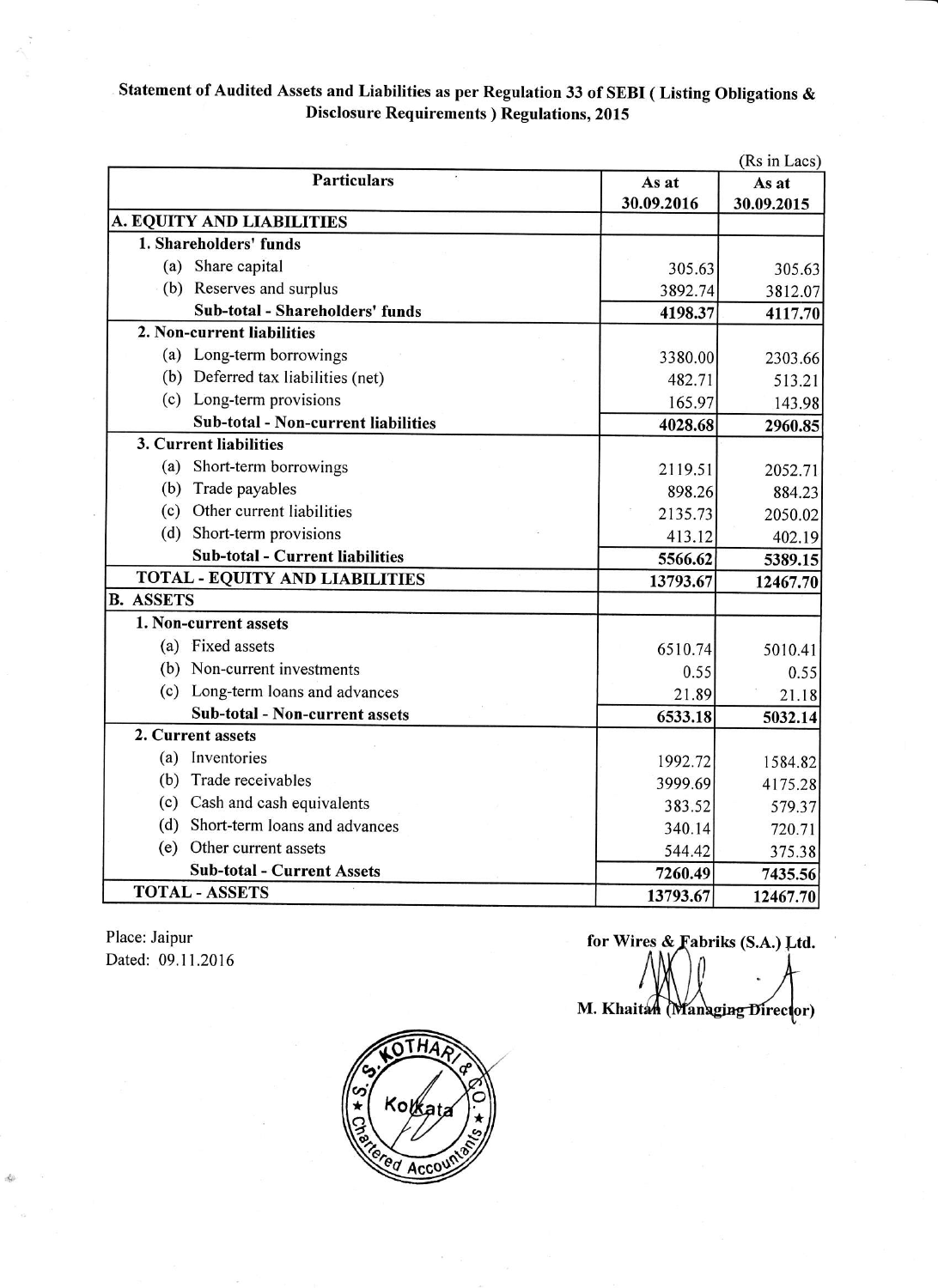**Statement of Audited Assets and Liabilities as per Regulation 33 of SEBI ( Listing Obligations & Disclosure Requirements ) Regulations, 2015**

(Rs in Lacs)

| Particulars | As at 30.09.2016 | As at 30.09.2015 |
|---|---|---|
| **A. EQUITY AND LIABILITIES** | | |
| **1. Shareholders' funds** | | |
| (a) Share capital | 305.63 | 305.63 |
| (b) Reserves and surplus | 3892.74 | 3812.07 |
| **Sub-total - Shareholders' funds** | **4198.37** | **4117.70** |
| **2. Non-current liabilities** | | |
| (a) Long-term borrowings | 3380.00 | 2303.66 |
| (b) Deferred tax liabilities (net) | 482.71 | 513.21 |
| (c) Long-term provisions | 165.97 | 143.98 |
| **Sub-total - Non-current liabilities** | **4028.68** | **2960.85** |
| **3. Current liabilities** | | |
| (a) Short-term borrowings | 2119.51 | 2052.71 |
| (b) Trade payables | 898.26 | 884.23 |
| (c) Other current liabilities | 2135.73 | 2050.02 |
| (d) Short-term provisions | 413.12 | 402.19 |
| **Sub-total - Current liabilities** | **5566.62** | **5389.15** |
| **TOTAL - EQUITY AND LIABILITIES** | **13793.67** | **12467.70** |
| **B. ASSETS** | | |
| **1. Non-current assets** | | |
| (a) Fixed assets | 6510.74 | 5010.41 |
| (b) Non-current investments | 0.55 | 0.55 |
| (c) Long-term loans and advances | 21.89 | 21.18 |
| **Sub-total - Non-current assets** | **6533.18** | **5032.14** |
| **2. Current assets** | | |
| (a) Inventories | 1992.72 | 1584.82 |
| (b) Trade receivables | 3999.69 | 4175.28 |
| (c) Cash and cash equivalents | 383.52 | 579.37 |
| (d) Short-term loans and advances | 340.14 | 720.71 |
| (e) Other current assets | 544.42 | 375.38 |
| **Sub-total - Current Assets** | **7260.49** | **7435.56** |
| **TOTAL - ASSETS** | **13793.67** | **12467.70** |

Place: Jaipur
Dated: 09.11.2016

**for Wires & Fabriks (S.A.) Ltd.**

**M. Khaitan (Managing Director)**

S. Kothari & Co. Chartered Accountants Kolkata